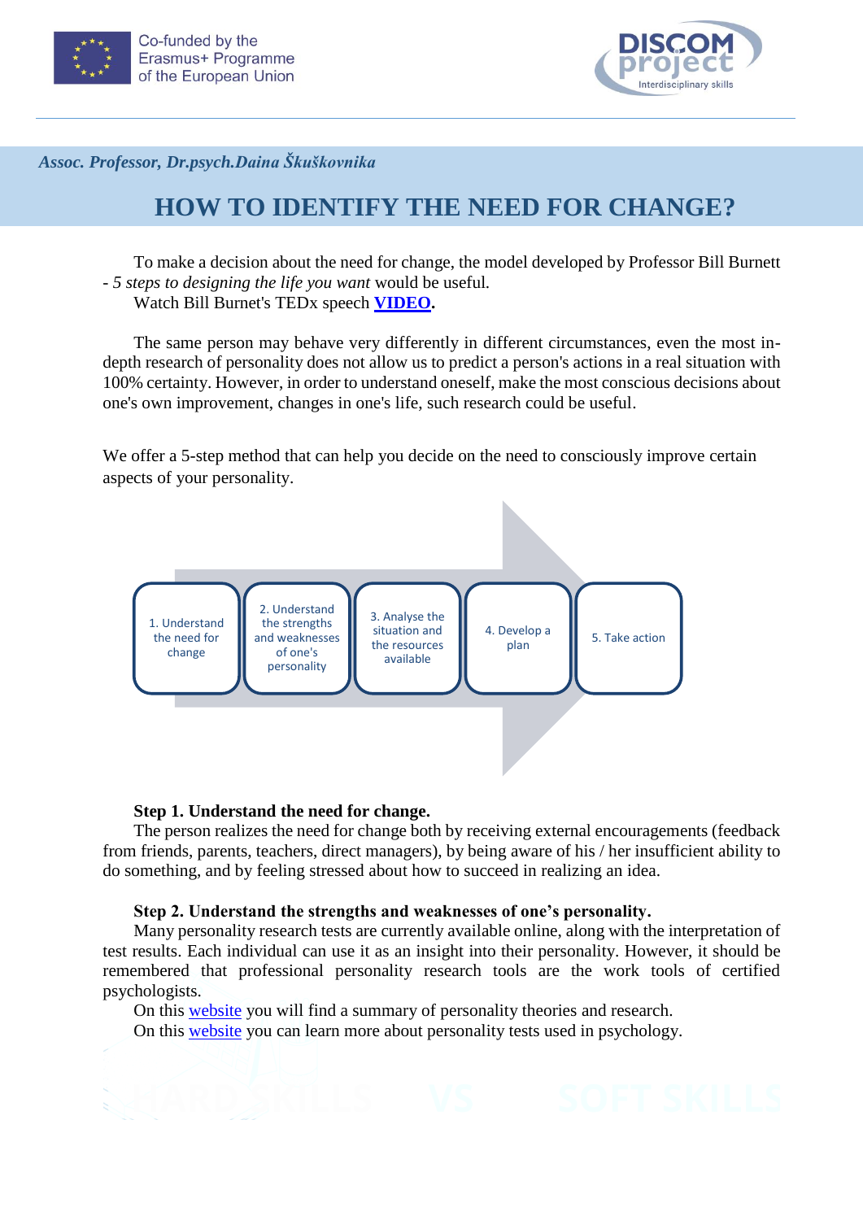*Assoc. Professor, Dr.psych.Daina Škuškovnika*

# HOW TO IDENTIFY THE NEED FOR CHANGE?

To make a decision about the need for change, the model developed by Professor Bill Burnett - *5 steps to designing the life you want* would be useful.

Watch Bill Burnet's TEDx speech **VIDEO**.

The same person may behave very differently in different circumstances, even the most in-depth research of personality does not allow us to predict a person's actions in a real situation with 100% certainty. However, in order to understand oneself, make the most conscious decisions about one's own improvement, changes in one's life, such research could be useful.

We offer a 5-step method that can help you decide on the need to consciously improve certain aspects of your personality.

1. Understand the need for change
2. Understand the strengths and weaknesses of one's personality
3. Analyse the situation and the resources available
4. Develop a plan
5. Take action

**Step 1. Understand the need for change.**

The person realizes the need for change both by receiving external encouragements (feedback from friends, parents, teachers, direct managers), by being aware of his / her insufficient ability to do something, and by feeling stressed about how to succeed in realizing an idea.

**Step 2. Understand the strengths and weaknesses of one's personality.**

Many personality research tests are currently available online, along with the interpretation of test results. Each individual can use it as an insight into their personality. However, it should be remembered that professional personality research tools are the work tools of certified psychologists.

On this website you will find a summary of personality theories and research.

On this website you can learn more about personality tests used in psychology.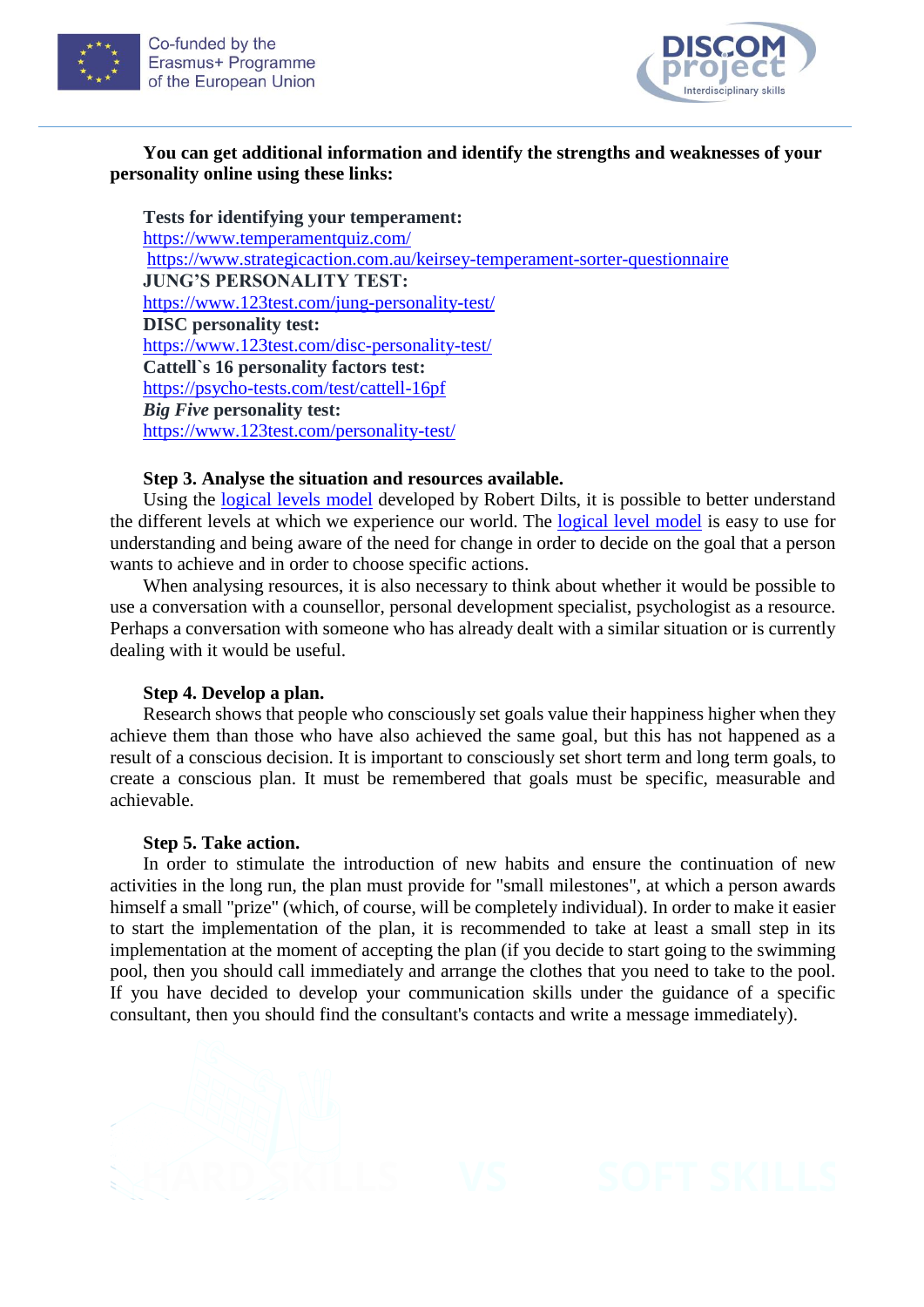**You can get additional information and identify the strengths and weaknesses of your personality online using these links:**

**Tests for identifying your temperament:**
https://www.temperamentquiz.com/
https://www.strategicaction.com.au/keirsey-temperament-sorter-questionnaire
**JUNG'S PERSONALITY TEST:**
https://www.123test.com/jung-personality-test/
**DISC personality test:**
https://www.123test.com/disc-personality-test/
**Cattell`s 16 personality factors test:**
https://psycho-tests.com/test/cattell-16pf
***Big Five* personality test:**
https://www.123test.com/personality-test/

**Step 3. Analyse the situation and resources available.**

Using the logical levels model developed by Robert Dilts, it is possible to better understand the different levels at which we experience our world. The logical level model is easy to use for understanding and being aware of the need for change in order to decide on the goal that a person wants to achieve and in order to choose specific actions.

When analysing resources, it is also necessary to think about whether it would be possible to use a conversation with a counsellor, personal development specialist, psychologist as a resource. Perhaps a conversation with someone who has already dealt with a similar situation or is currently dealing with it would be useful.

**Step 4. Develop a plan.**

Research shows that people who consciously set goals value their happiness higher when they achieve them than those who have also achieved the same goal, but this has not happened as a result of a conscious decision. It is important to consciously set short term and long term goals, to create a conscious plan. It must be remembered that goals must be specific, measurable and achievable.

**Step 5. Take action.**

In order to stimulate the introduction of new habits and ensure the continuation of new activities in the long run, the plan must provide for "small milestones", at which a person awards himself a small "prize" (which, of course, will be completely individual). In order to make it easier to start the implementation of the plan, it is recommended to take at least a small step in its implementation at the moment of accepting the plan (if you decide to start going to the swimming pool, then you should call immediately and arrange the clothes that you need to take to the pool. If you have decided to develop your communication skills under the guidance of a specific consultant, then you should find the consultant's contacts and write a message immediately).